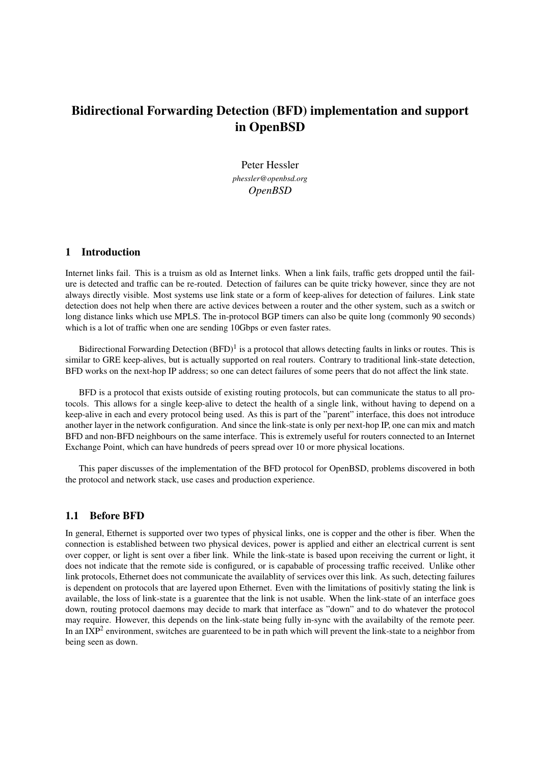# Bidirectional Forwarding Detection (BFD) implementation and support in OpenBSD

Peter Hessler
*phessler@openbsd.org*
*OpenBSD*

## 1 Introduction

Internet links fail. This is a truism as old as Internet links. When a link fails, traffic gets dropped until the failure is detected and traffic can be re-routed. Detection of failures can be quite tricky however, since they are not always directly visible. Most systems use link state or a form of keep-alives for detection of failures. Link state detection does not help when there are active devices between a router and the other system, such as a switch or long distance links which use MPLS. The in-protocol BGP timers can also be quite long (commonly 90 seconds) which is a lot of traffic when one are sending 10Gbps or even faster rates.

Bidirectional Forwarding Detection (BFD)[1] is a protocol that allows detecting faults in links or routes. This is similar to GRE keep-alives, but is actually supported on real routers. Contrary to traditional link-state detection, BFD works on the next-hop IP address; so one can detect failures of some peers that do not affect the link state.

BFD is a protocol that exists outside of existing routing protocols, but can communicate the status to all protocols. This allows for a single keep-alive to detect the health of a single link, without having to depend on a keep-alive in each and every protocol being used. As this is part of the "parent" interface, this does not introduce another layer in the network configuration. And since the link-state is only per next-hop IP, one can mix and match BFD and non-BFD neighbours on the same interface. This is extremely useful for routers connected to an Internet Exchange Point, which can have hundreds of peers spread over 10 or more physical locations.

This paper discusses of the implementation of the BFD protocol for OpenBSD, problems discovered in both the protocol and network stack, use cases and production experience.

### 1.1 Before BFD

In general, Ethernet is supported over two types of physical links, one is copper and the other is fiber. When the connection is established between two physical devices, power is applied and either an electrical current is sent over copper, or light is sent over a fiber link. While the link-state is based upon receiving the current or light, it does not indicate that the remote side is configured, or is capable of processing traffic received. Unlike other link protocols, Ethernet does not communicate the availablity of services over this link. As such, detecting failures is dependent on protocols that are layered upon Ethernet. Even with the limitations of positivly stating the link is available, the loss of link-state is a guarentee that the link is not usable. When the link-state of an interface goes down, routing protocol daemons may decide to mark that interface as "down" and to do whatever the protocol may require. However, this depends on the link-state being fully in-sync with the availabilty of the remote peer. In an IXP[2] environment, switches are guarenteed to be in path which will prevent the link-state to a neighbor from being seen as down.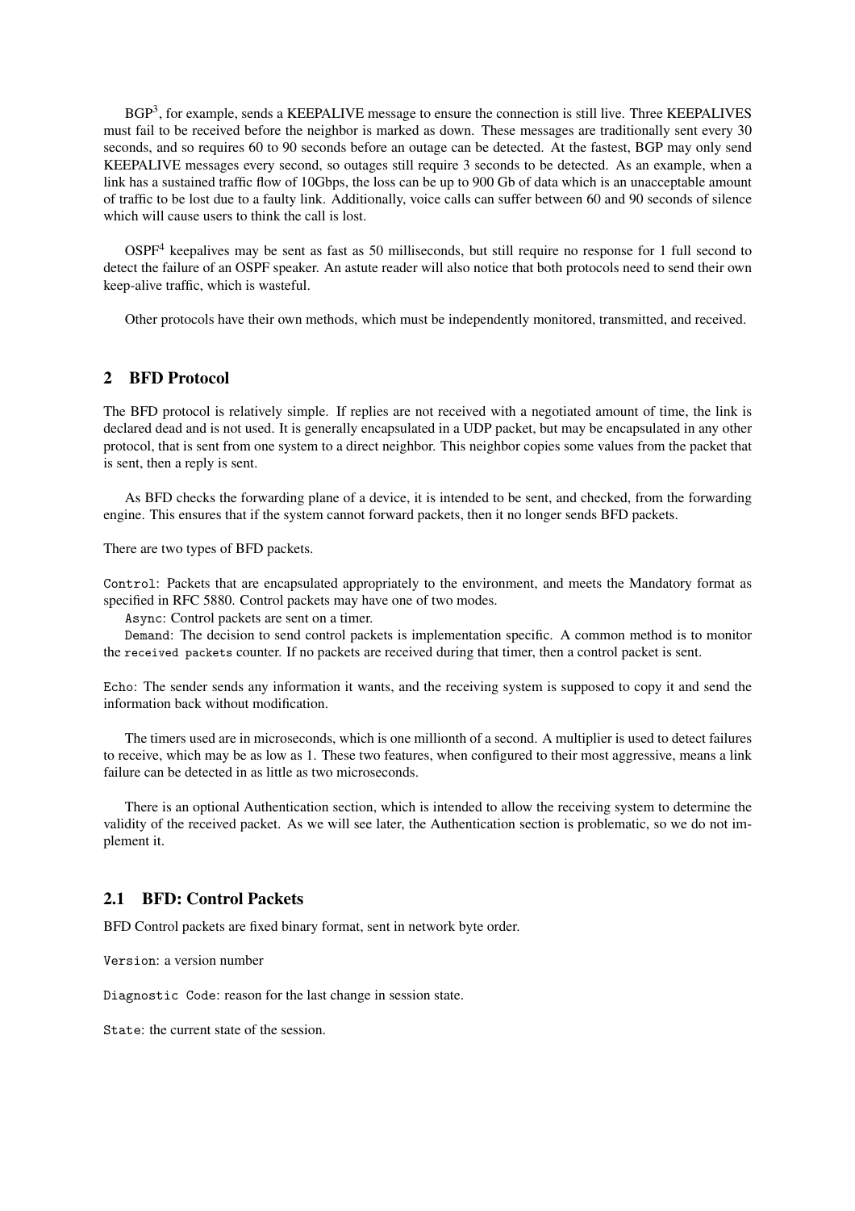BGP[3], for example, sends a KEEPALIVE message to ensure the connection is still live. Three KEEPALIVES must fail to be received before the neighbor is marked as down. These messages are traditionally sent every 30 seconds, and so requires 60 to 90 seconds before an outage can be detected. At the fastest, BGP may only send KEEPALIVE messages every second, so outages still require 3 seconds to be detected. As an example, when a link has a sustained traffic flow of 10Gbps, the loss can be up to 900 Gb of data which is an unacceptable amount of traffic to be lost due to a faulty link. Additionally, voice calls can suffer between 60 and 90 seconds of silence which will cause users to think the call is lost.

OSPF[4] keepalives may be sent as fast as 50 milliseconds, but still require no response for 1 full second to detect the failure of an OSPF speaker. An astute reader will also notice that both protocols need to send their own keep-alive traffic, which is wasteful.

Other protocols have their own methods, which must be independently monitored, transmitted, and received.

## 2 BFD Protocol

The BFD protocol is relatively simple. If replies are not received with a negotiated amount of time, the link is declared dead and is not used. It is generally encapsulated in a UDP packet, but may be encapsulated in any other protocol, that is sent from one system to a direct neighbor. This neighbor copies some values from the packet that is sent, then a reply is sent.

As BFD checks the forwarding plane of a device, it is intended to be sent, and checked, from the forwarding engine. This ensures that if the system cannot forward packets, then it no longer sends BFD packets.

There are two types of BFD packets.

`Control`: Packets that are encapsulated appropriately to the environment, and meets the Mandatory format as specified in RFC 5880. Control packets may have one of two modes.
`Async`: Control packets are sent on a timer.
`Demand`: The decision to send control packets is implementation specific. A common method is to monitor the `received packets` counter. If no packets are received during that timer, then a control packet is sent.

`Echo`: The sender sends any information it wants, and the receiving system is supposed to copy it and send the information back without modification.

The timers used are in microseconds, which is one millionth of a second. A multiplier is used to detect failures to receive, which may be as low as 1. These two features, when configured to their most aggressive, means a link failure can be detected in as little as two microseconds.

There is an optional Authentication section, which is intended to allow the receiving system to determine the validity of the received packet. As we will see later, the Authentication section is problematic, so we do not implement it.

### 2.1 BFD: Control Packets

BFD Control packets are fixed binary format, sent in network byte order.

`Version`: a version number

`Diagnostic Code`: reason for the last change in session state.

`State`: the current state of the session.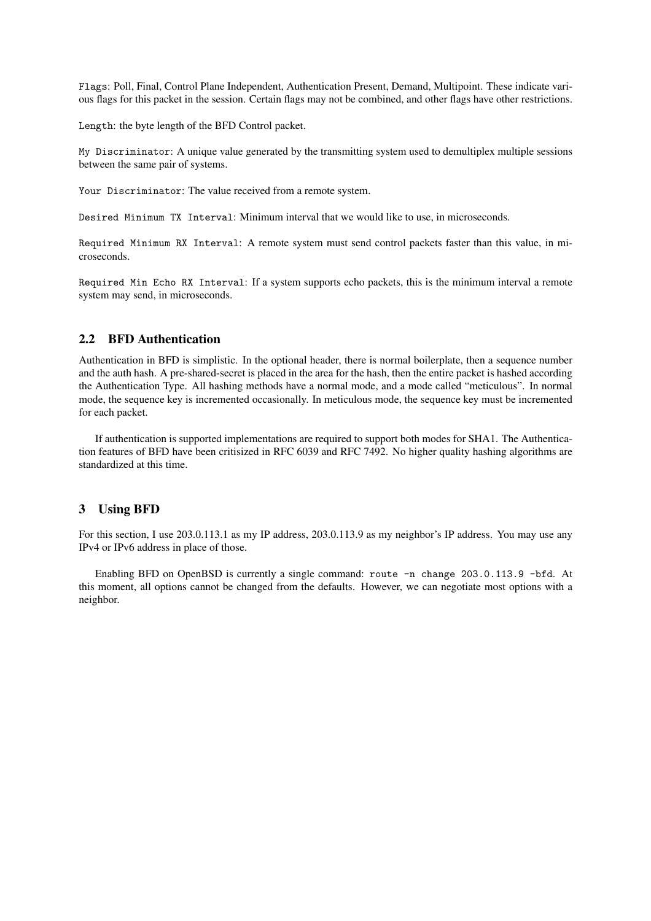`Flags`: Poll, Final, Control Plane Independent, Authentication Present, Demand, Multipoint. These indicate various flags for this packet in the session. Certain flags may not be combined, and other flags have other restrictions.

`Length`: the byte length of the BFD Control packet.

`My Discriminator`: A unique value generated by the transmitting system used to demultiplex multiple sessions between the same pair of systems.

`Your Discriminator`: The value received from a remote system.

`Desired Minimum TX Interval`: Minimum interval that we would like to use, in microseconds.

`Required Minimum RX Interval`: A remote system must send control packets faster than this value, in microseconds.

`Required Min Echo RX Interval`: If a system supports echo packets, this is the minimum interval a remote system may send, in microseconds.

## 2.2 BFD Authentication

Authentication in BFD is simplistic. In the optional header, there is normal boilerplate, then a sequence number and the auth hash. A pre-shared-secret is placed in the area for the hash, then the entire packet is hashed according the Authentication Type. All hashing methods have a normal mode, and a mode called "meticulous". In normal mode, the sequence key is incremented occasionally. In meticulous mode, the sequence key must be incremented for each packet.

If authentication is supported implementations are required to support both modes for SHA1. The Authentication features of BFD have been critisized in RFC 6039 and RFC 7492. No higher quality hashing algorithms are standardized at this time.

# 3 Using BFD

For this section, I use 203.0.113.1 as my IP address, 203.0.113.9 as my neighbor's IP address. You may use any IPv4 or IPv6 address in place of those.

Enabling BFD on OpenBSD is currently a single command: `route -n change 203.0.113.9 -bfd`. At this moment, all options cannot be changed from the defaults. However, we can negotiate most options with a neighbor.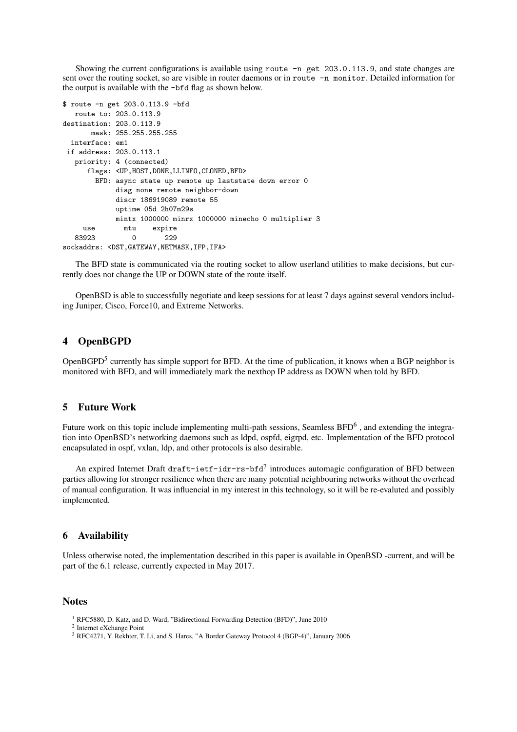Showing the current configurations is available using `route -n get 203.0.113.9`, and state changes are sent over the routing socket, so are visible in router daemons or in `route -n monitor`. Detailed information for the output is available with the `-bfd` flag as shown below.

```
$ route -n get 203.0.113.9 -bfd
   route to: 203.0.113.9
destination: 203.0.113.9
       mask: 255.255.255.255
  interface: em1
 if address: 203.0.113.1
   priority: 4 (connected)
      flags: <UP,HOST,DONE,LLINFO,CLONED,BFD>
        BFD: async state up remote up laststate down error 0
             diag none remote neighbor-down
             discr 186919089 remote 55
             uptime 05d 2h07m29s
             mintx 1000000 minrx 1000000 minecho 0 multiplier 3
     use       mtu    expire
   83923         0       229
sockaddrs: <DST,GATEWAY,NETMASK,IFP,IFA>
```

The BFD state is communicated via the routing socket to allow userland utilities to make decisions, but currently does not change the UP or DOWN state of the route itself.

OpenBSD is able to successfully negotiate and keep sessions for at least 7 days against several vendors including Juniper, Cisco, Force10, and Extreme Networks.

## 4 OpenBGPD

OpenBGPD[5] currently has simple support for BFD. At the time of publication, it knows when a BGP neighbor is monitored with BFD, and will immediately mark the nexthop IP address as DOWN when told by BFD.

## 5 Future Work

Future work on this topic include implementing multi-path sessions, Seamless BFD[6] , and extending the integration into OpenBSD's networking daemons such as ldpd, ospfd, eigrpd, etc. Implementation of the BFD protocol encapsulated in ospf, vxlan, ldp, and other protocols is also desirable.

An expired Internet Draft `draft-ietf-idr-rs-bfd`[7] introduces automagic configuration of BFD between parties allowing for stronger resilience when there are many potential neighbouring networks without the overhead of manual configuration. It was influencial in my interest in this technology, so it will be re-evaluted and possibly implemented.

## 6 Availability

Unless otherwise noted, the implementation described in this paper is available in OpenBSD -current, and will be part of the 6.1 release, currently expected in May 2017.

## Notes

[1] RFC5880, D. Katz, and D. Ward, "Bidirectional Forwarding Detection (BFD)", June 2010

[2] Internet eXchange Point

[3] RFC4271, Y. Rekhter, T. Li, and S. Hares, "A Border Gateway Protocol 4 (BGP-4)", January 2006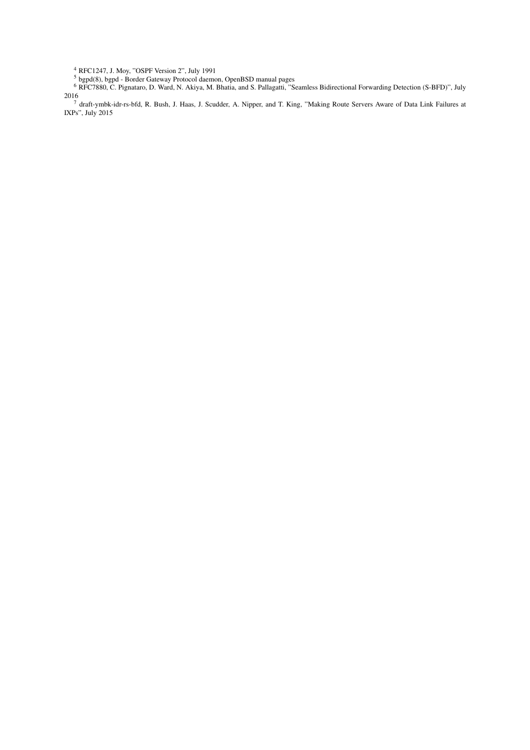[4] RFC1247, J. Moy, "OSPF Version 2", July 1991

[5] bgpd(8), bgpd - Border Gateway Protocol daemon, OpenBSD manual pages

[6] RFC7880, C. Pignataro, D. Ward, N. Akiya, M. Bhatia, and S. Pallagatti, "Seamless Bidirectional Forwarding Detection (S-BFD)", July 2016

[7] draft-ymbk-idr-rs-bfd, R. Bush, J. Haas, J. Scudder, A. Nipper, and T. King, "Making Route Servers Aware of Data Link Failures at IXPs", July 2015